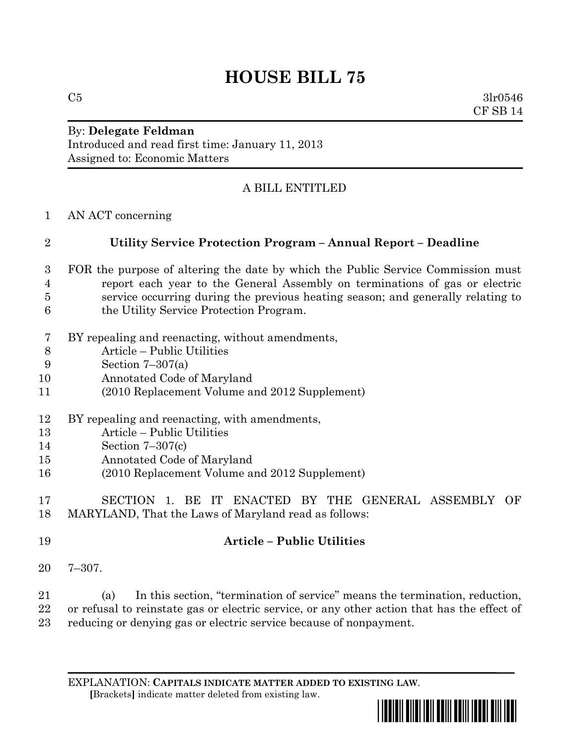# HOUSE BILL 75

C5 3lr0546
CF SB 14

By: **Delegate Feldman**
Introduced and read first time: January 11, 2013
Assigned to: Economic Matters

A BILL ENTITLED

AN ACT concerning

**Utility Service Protection Program – Annual Report – Deadline**

FOR the purpose of altering the date by which the Public Service Commission must report each year to the General Assembly on terminations of gas or electric service occurring during the previous heating season; and generally relating to the Utility Service Protection Program.

BY repealing and reenacting, without amendments,
Article – Public Utilities
Section 7–307(a)
Annotated Code of Maryland
(2010 Replacement Volume and 2012 Supplement)

BY repealing and reenacting, with amendments,
Article – Public Utilities
Section 7–307(c)
Annotated Code of Maryland
(2010 Replacement Volume and 2012 Supplement)

SECTION 1. BE IT ENACTED BY THE GENERAL ASSEMBLY OF MARYLAND, That the Laws of Maryland read as follows:

**Article – Public Utilities**

7–307.

(a) In this section, "termination of service" means the termination, reduction, or refusal to reinstate gas or electric service, or any other action that has the effect of reducing or denying gas or electric service because of nonpayment.

EXPLANATION: **CAPITALS INDICATE MATTER ADDED TO EXISTING LAW.**
**[**Brackets**]** indicate matter deleted from existing law.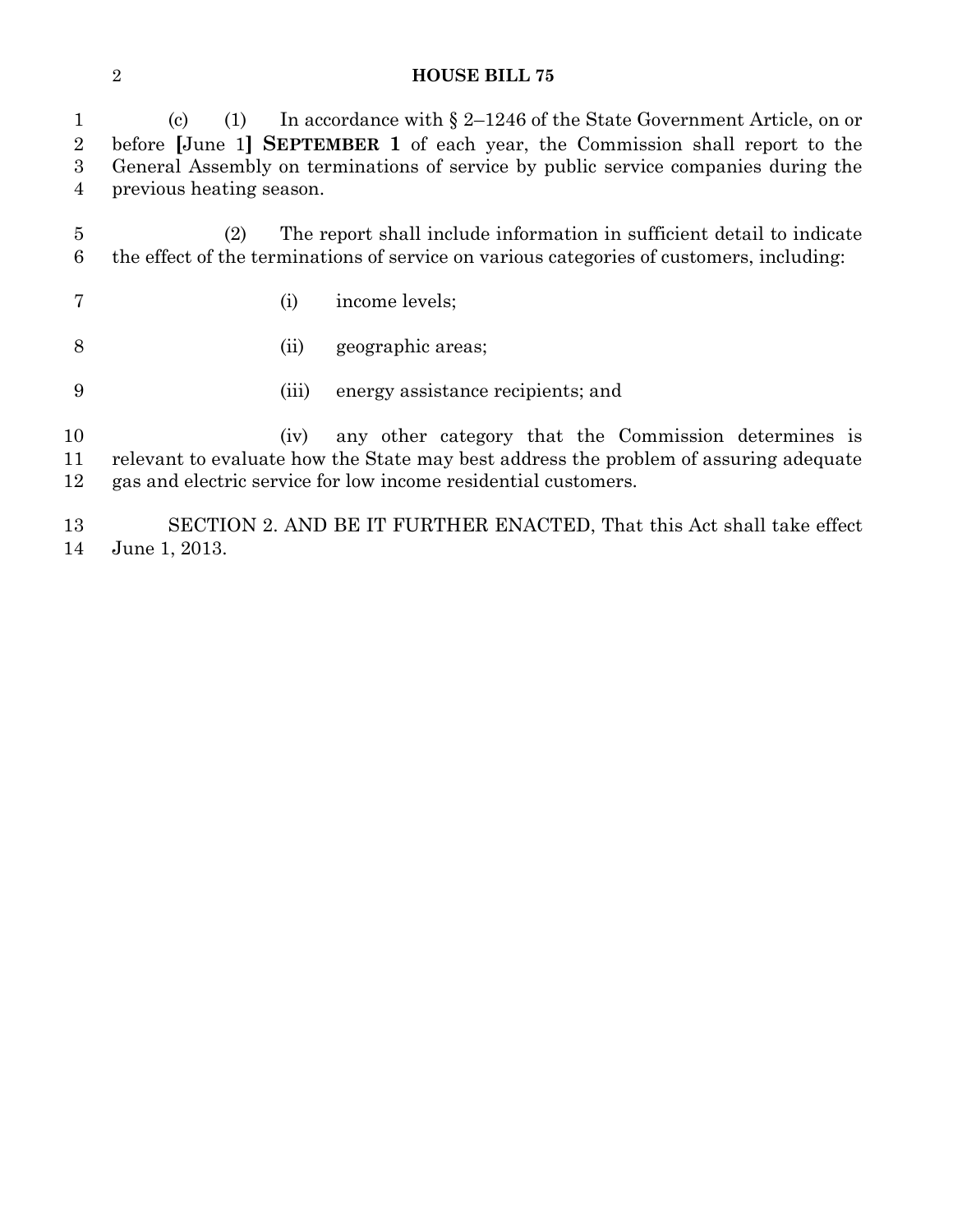(c) (1) In accordance with § 2–1246 of the State Government Article, on or before [June 1] **SEPTEMBER 1** of each year, the Commission shall report to the General Assembly on terminations of service by public service companies during the previous heating season.

(2) The report shall include information in sufficient detail to indicate the effect of the terminations of service on various categories of customers, including:

(i) income levels;

(ii) geographic areas;

(iii) energy assistance recipients; and

(iv) any other category that the Commission determines is relevant to evaluate how the State may best address the problem of assuring adequate gas and electric service for low income residential customers.

SECTION 2. AND BE IT FURTHER ENACTED, That this Act shall take effect June 1, 2013.